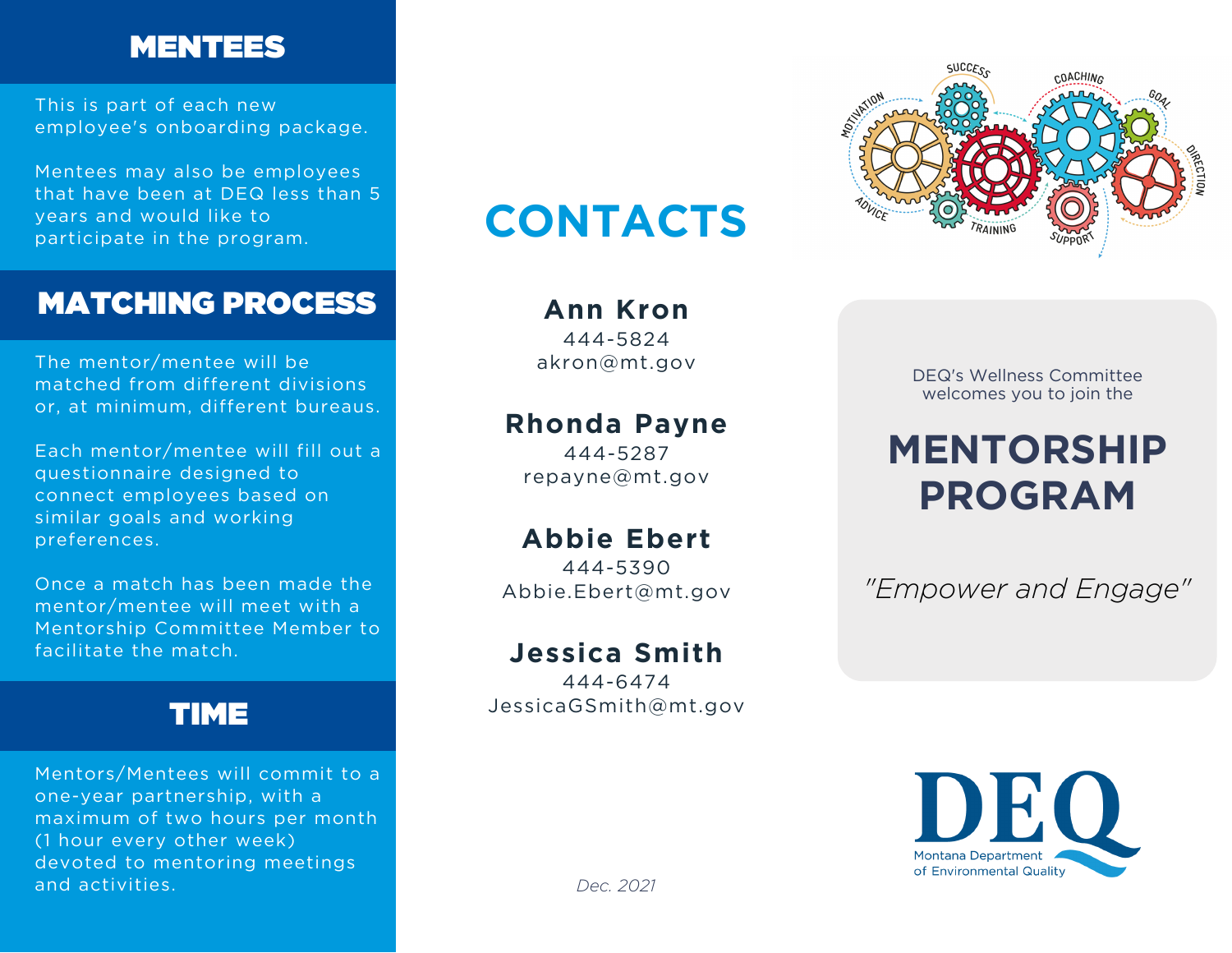## MENTEES

This is part of each new employee's onboarding package.

Mentees may also be employees that have been at DEQ less than 5 years and would like to participate in the program.

## MATCHING PROCESS

The mentor/mentee will be matched from different divisions or, at minimum, different bureaus.

Each mentor/mentee will fill out a questionnaire designed to connect employees based on similar goals and working preferences.

Once a match has been made the mentor/mentee will meet with a Mentorship Committee Member to facilitate the match.

## TIME

Mentors/Mentees will commit to a one-year partnership, with a maximum of two hours per month (1 hour every other week) devoted to mentoring meetings and activities.

# CONTACTS

**Ann Kron**
444-5824
akron@mt.gov

**Rhonda Payne**
444-5287
repayne@mt.gov

**Abbie Ebert**
444-5390
Abbie.Ebert@mt.gov

**Jessica Smith**
444-6474
JessicaGSmith@mt.gov

*Dec. 2021*

DEQ's Wellness Committee welcomes you to join the

# MENTORSHIP PROGRAM

*"Empower and Engage"*

DEQ
Montana Department of Environmental Quality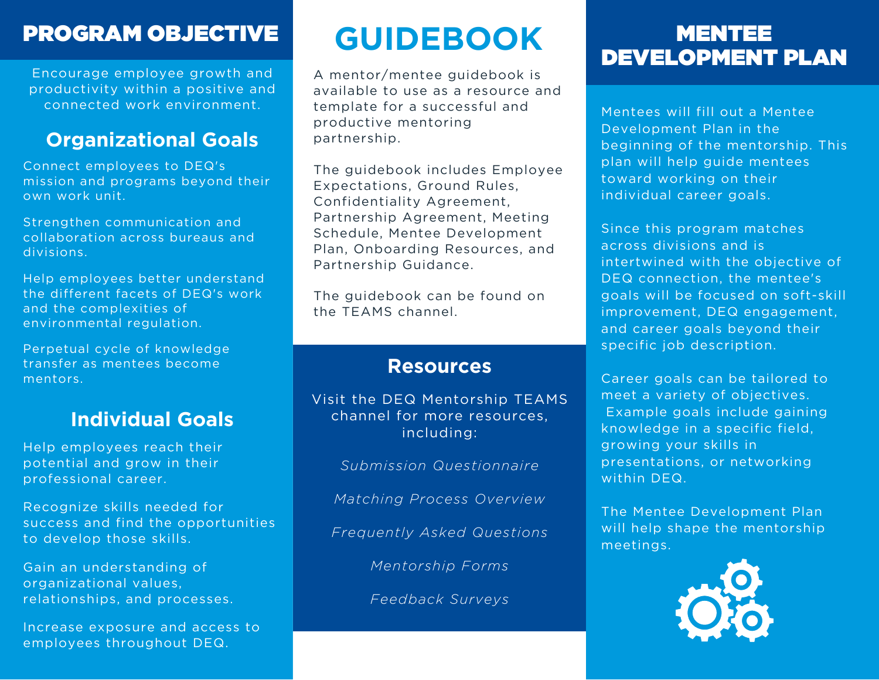# PROGRAM OBJECTIVE

Encourage employee growth and productivity within a positive and connected work environment.

## Organizational Goals

Connect employees to DEQ's mission and programs beyond their own work unit.

Strengthen communication and collaboration across bureaus and divisions.

Help employees better understand the different facets of DEQ's work and the complexities of environmental regulation.

Perpetual cycle of knowledge transfer as mentees become mentors.

## Individual Goals

Help employees reach their potential and grow in their professional career.

Recognize skills needed for success and find the opportunities to develop those skills.

Gain an understanding of organizational values, relationships, and processes.

Increase exposure and access to employees throughout DEQ.

# GUIDEBOOK

A mentor/mentee guidebook is available to use as a resource and template for a successful and productive mentoring partnership.

The guidebook includes Employee Expectations, Ground Rules, Confidentiality Agreement, Partnership Agreement, Meeting Schedule, Mentee Development Plan, Onboarding Resources, and Partnership Guidance.

The guidebook can be found on the TEAMS channel.

## Resources

Visit the DEQ Mentorship TEAMS channel for more resources, including:

*Submission Questionnaire*

*Matching Process Overview*

*Frequently Asked Questions*

*Mentorship Forms*

*Feedback Surveys*

# MENTEE DEVELOPMENT PLAN

Mentees will fill out a Mentee Development Plan in the beginning of the mentorship. This plan will help guide mentees toward working on their individual career goals.

Since this program matches across divisions and is intertwined with the objective of DEQ connection, the mentee's goals will be focused on soft-skill improvement, DEQ engagement, and career goals beyond their specific job description.

Career goals can be tailored to meet a variety of objectives. Example goals include gaining knowledge in a specific field, growing your skills in presentations, or networking within DEQ.

The Mentee Development Plan will help shape the mentorship meetings.